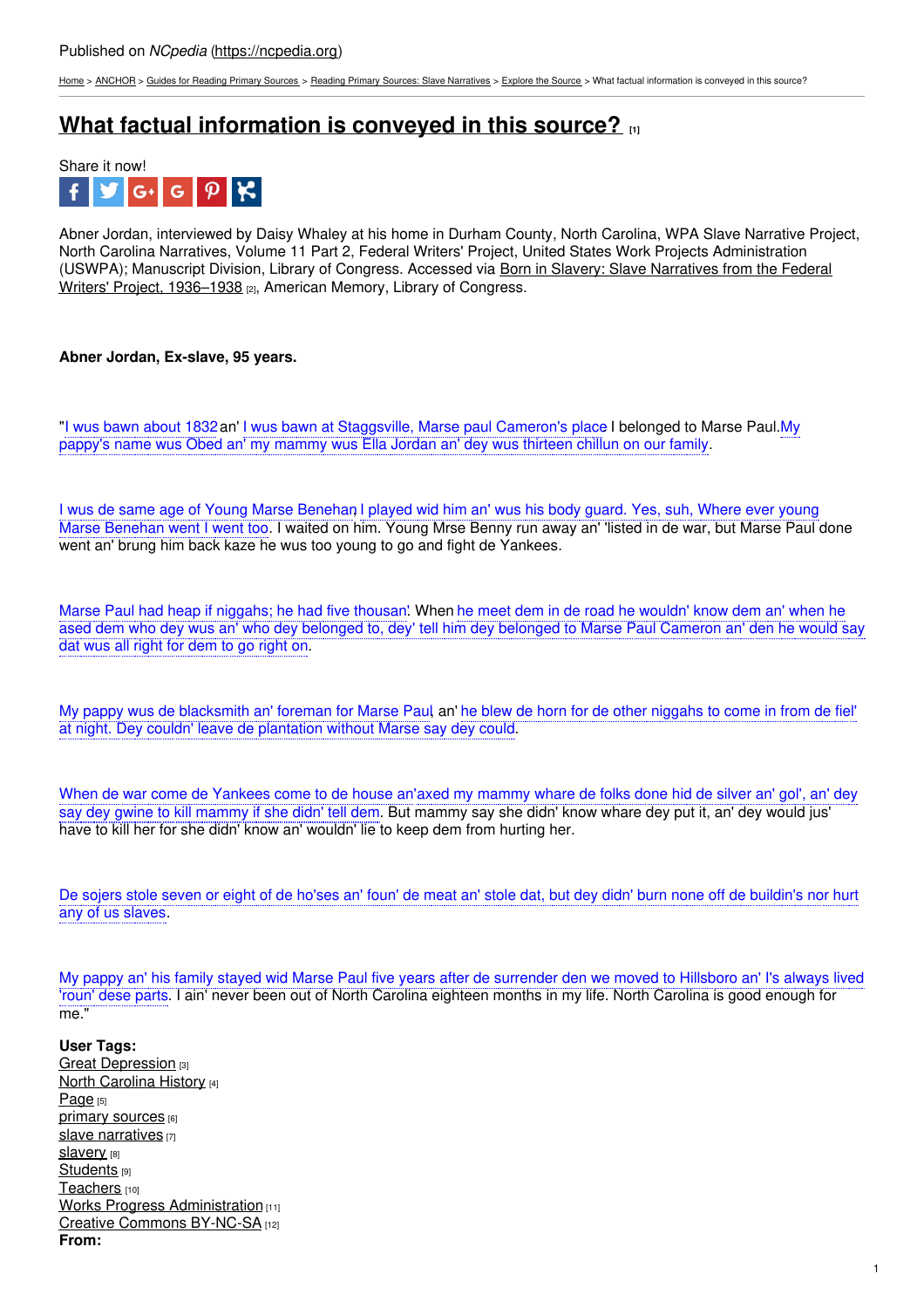Published on *NCpedia* (https://ncpedia.org)

Home > ANCHOR > Guides for Reading Primary Sources > Reading Primary Sources: Slave Narratives > Explore the Source > What factual information is conveyed in this source?

# What factual information is conveyed in this source? [1]

Share it now!

Abner Jordan, interviewed by Daisy Whaley at his home in Durham County, North Carolina, WPA Slave Narrative Project, North Carolina Narratives, Volume 11 Part 2, Federal Writers' Project, United States Work Projects Administration (USWPA); Manuscript Division, Library of Congress. Accessed via Born in Slavery: Slave Narratives from the Federal Writers' Project, 1936–1938 [2], American Memory, Library of Congress.

**Abner Jordan, Ex-slave, 95 years.**

"I wus bawn about 1832 an' I wus bawn at Staggsville, Marse paul Cameron's place I belonged to Marse Paul. My pappy's name wus Obed an' my mammy wus Ella Jordan an' dey wus thirteen chillun on our family.

I wus de same age of Young Marse Benehan I played wid him an' wus his body guard. Yes, suh, Where ever young Marse Benehan went I went too. I waited on him. Young Mrse Benny run away an' 'listed in de war, but Marse Paul done went an' brung him back kaze he wus too young to go and fight de Yankees.

Marse Paul had heap if niggahs; he had five thousan'. When he meet dem in de road he wouldn' know dem an' when he ased dem who dey wus an' who dey belonged to, dey' tell him dey belonged to Marse Paul Cameron an' den he would say dat wus all right for dem to go right on.

My pappy wus de blacksmith an' foreman for Marse Paul an' he blew de horn for de other niggahs to come in from de fiel' at night. Dey couldn' leave de plantation without Marse say dey could.

When de war come de Yankees come to de house an'axed my mammy whare de folks done hid de silver an' gol', an' dey say dey gwine to kill mammy if she didn' tell dem. But mammy say she didn' know whare dey put it, an' dey would jus' have to kill her for she didn' know an' wouldn' lie to keep dem from hurting her.

De sojers stole seven or eight of de ho'ses an' foun' de meat an' stole dat, but dey didn' burn none off de buildin's nor hurt any of us slaves.

My pappy an' his family stayed wid Marse Paul five years after de surrender den we moved to Hillsboro an' I's always lived 'roun' dese parts. I ain' never been out of North Carolina eighteen months in my life. North Carolina is good enough for me."

**User Tags:**
Great Depression [3]
North Carolina History [4]
Page [5]
primary sources [6]
slave narratives [7]
slavery [8]
Students [9]
Teachers [10]
Works Progress Administration [11]
Creative Commons BY-NC-SA [12]
**From:**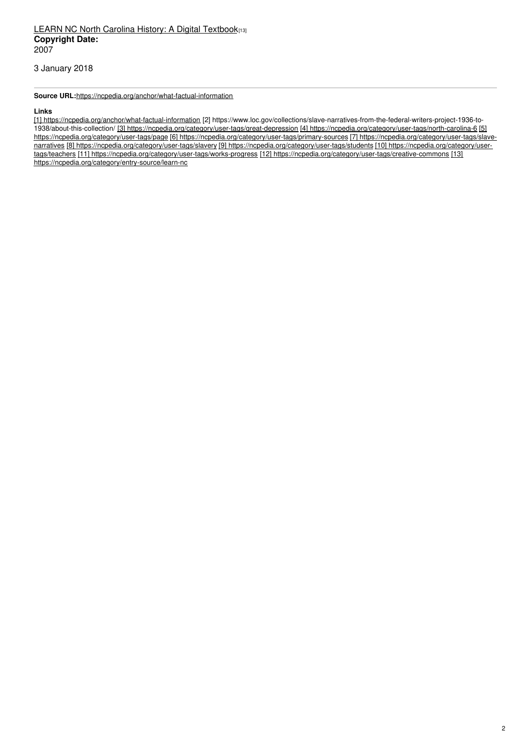LEARN NC North Carolina History: A Digital Textbook[13]

**Copyright Date:**

2007

3 January 2018

---

**Source URL:**https://ncpedia.org/anchor/what-factual-information

**Links**

[1] https://ncpedia.org/anchor/what-factual-information [2] https://www.loc.gov/collections/slave-narratives-from-the-federal-writers-project-1936-to-1938/about-this-collection/ [3] https://ncpedia.org/category/user-tags/great-depression [4] https://ncpedia.org/category/user-tags/north-carolina-6 [5] https://ncpedia.org/category/user-tags/page [6] https://ncpedia.org/category/user-tags/primary-sources [7] https://ncpedia.org/category/user-tags/slave-narratives [8] https://ncpedia.org/category/user-tags/slavery [9] https://ncpedia.org/category/user-tags/students [10] https://ncpedia.org/category/user-tags/teachers [11] https://ncpedia.org/category/user-tags/works-progress [12] https://ncpedia.org/category/user-tags/creative-commons [13] https://ncpedia.org/category/entry-source/learn-nc